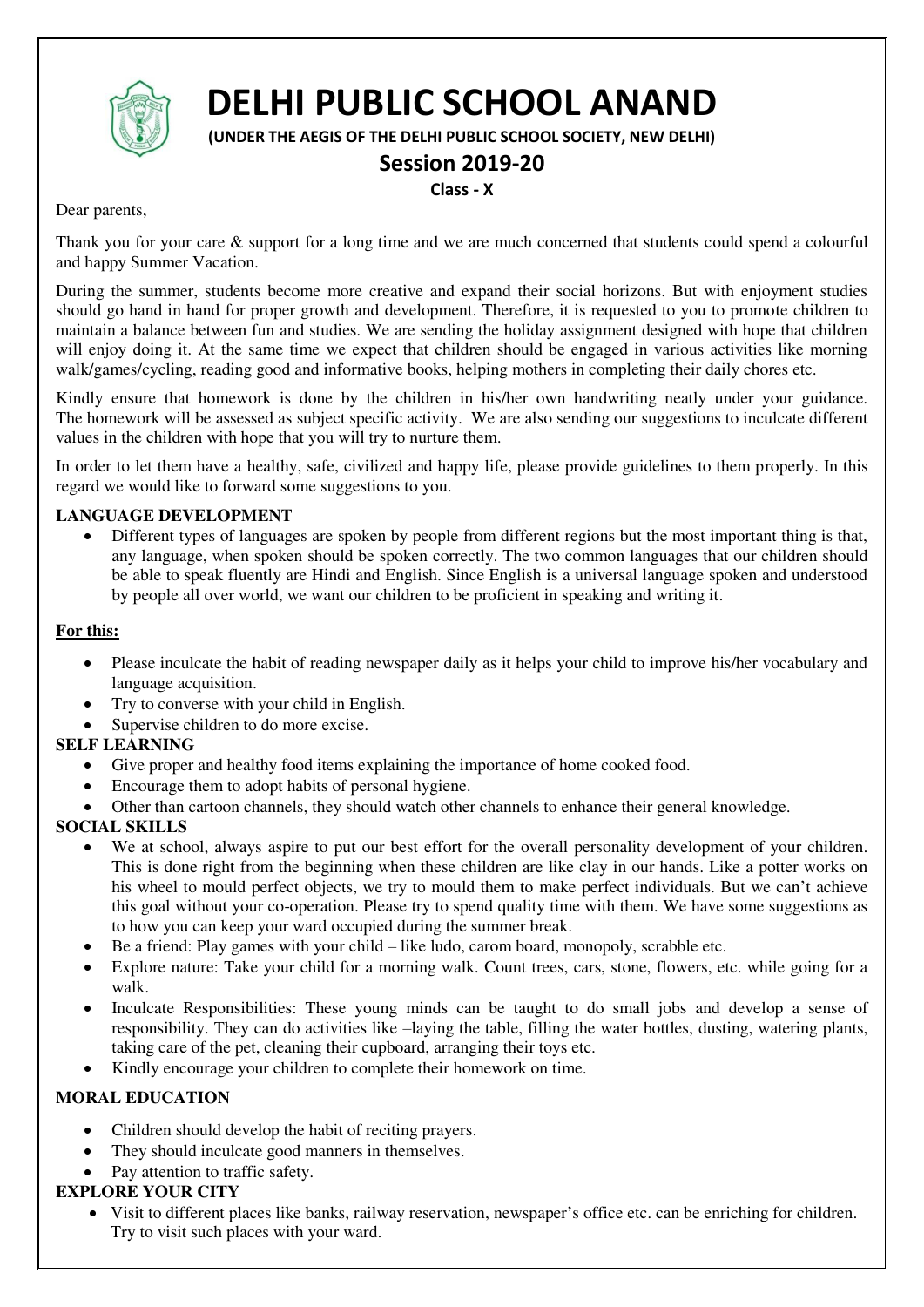# DELHI PUBLIC SCHOOL ANAND

**(UNDER THE AEGIS OF THE DELHI PUBLIC SCHOOL SOCIETY, NEW DELHI)**

## Session 2019-20

**Class - X**

Dear parents,

Thank you for your care & support for a long time and we are much concerned that students could spend a colourful and happy Summer Vacation.

During the summer, students become more creative and expand their social horizons. But with enjoyment studies should go hand in hand for proper growth and development. Therefore, it is requested to you to promote children to maintain a balance between fun and studies. We are sending the holiday assignment designed with hope that children will enjoy doing it. At the same time we expect that children should be engaged in various activities like morning walk/games/cycling, reading good and informative books, helping mothers in completing their daily chores etc.

Kindly ensure that homework is done by the children in his/her own handwriting neatly under your guidance. The homework will be assessed as subject specific activity. We are also sending our suggestions to inculcate different values in the children with hope that you will try to nurture them.

In order to let them have a healthy, safe, civilized and happy life, please provide guidelines to them properly. In this regard we would like to forward some suggestions to you.

**LANGUAGE DEVELOPMENT**

- Different types of languages are spoken by people from different regions but the most important thing is that, any language, when spoken should be spoken correctly. The two common languages that our children should be able to speak fluently are Hindi and English. Since English is a universal language spoken and understood by people all over world, we want our children to be proficient in speaking and writing it.

**For this:**

- Please inculcate the habit of reading newspaper daily as it helps your child to improve his/her vocabulary and language acquisition.
- Try to converse with your child in English.
- Supervise children to do more excise.

**SELF LEARNING**

- Give proper and healthy food items explaining the importance of home cooked food.
- Encourage them to adopt habits of personal hygiene.
- Other than cartoon channels, they should watch other channels to enhance their general knowledge.

**SOCIAL SKILLS**

- We at school, always aspire to put our best effort for the overall personality development of your children. This is done right from the beginning when these children are like clay in our hands. Like a potter works on his wheel to mould perfect objects, we try to mould them to make perfect individuals. But we can't achieve this goal without your co-operation. Please try to spend quality time with them. We have some suggestions as to how you can keep your ward occupied during the summer break.
- Be a friend: Play games with your child – like ludo, carom board, monopoly, scrabble etc.
- Explore nature: Take your child for a morning walk. Count trees, cars, stone, flowers, etc. while going for a walk.
- Inculcate Responsibilities: These young minds can be taught to do small jobs and develop a sense of responsibility. They can do activities like –laying the table, filling the water bottles, dusting, watering plants, taking care of the pet, cleaning their cupboard, arranging their toys etc.
- Kindly encourage your children to complete their homework on time.

**MORAL EDUCATION**

- Children should develop the habit of reciting prayers.
- They should inculcate good manners in themselves.
- Pay attention to traffic safety.

**EXPLORE YOUR CITY**

- Visit to different places like banks, railway reservation, newspaper's office etc. can be enriching for children. Try to visit such places with your ward.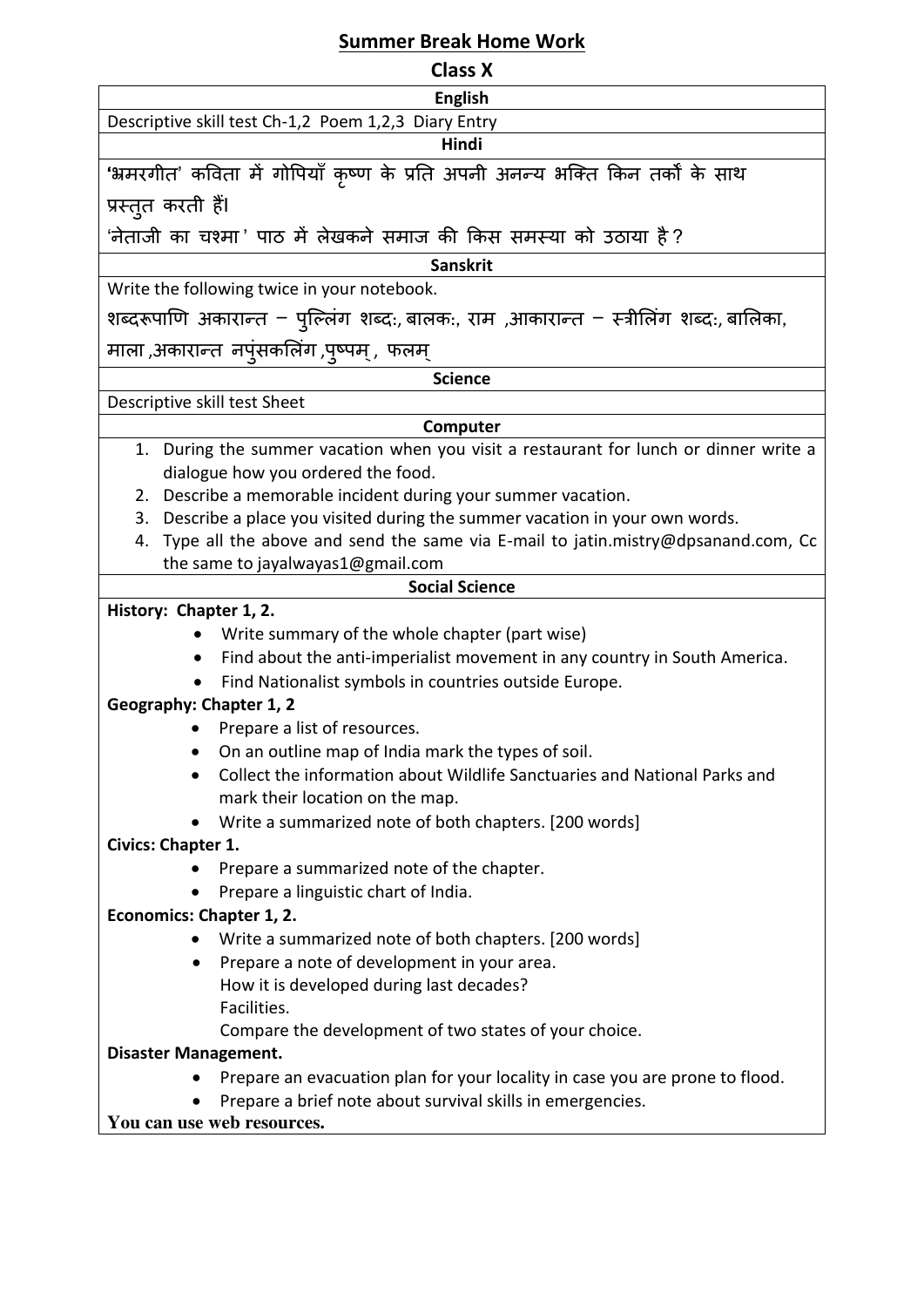# Summer Break Home Work

## Class X

### English

Descriptive skill test Ch-1,2 Poem 1,2,3 Diary Entry

### Hindi

'भ्रमरगीत' कविता में गोपियाँ कृष्ण के प्रति अपनी अनन्य भक्ति किन तर्कों के साथ प्रस्तुत करती हैं।

'नेताजी का चश्मा' पाठ में लेखकने समाज की किस समस्या को उठाया है ?

### Sanskrit

Write the following twice in your notebook.

शब्दरूपाणि अकारान्त – पुल्लिंग शब्दः, बालकः, राम ,आकारान्त – स्त्रीलिंग शब्दः, बालिका, माला ,अकारान्त नपुंसकलिंग ,पुष्पम् , फलम्

### Science

Descriptive skill test Sheet

### Computer

1. During the summer vacation when you visit a restaurant for lunch or dinner write a dialogue how you ordered the food.
2. Describe a memorable incident during your summer vacation.
3. Describe a place you visited during the summer vacation in your own words.
4. Type all the above and send the same via E-mail to jatin.mistry@dpsanand.com, Cc the same to jayalwayas1@gmail.com

### Social Science

**History: Chapter 1, 2.**

- Write summary of the whole chapter (part wise)
- Find about the anti-imperialist movement in any country in South America.
- Find Nationalist symbols in countries outside Europe.

**Geography: Chapter 1, 2**

- Prepare a list of resources.
- On an outline map of India mark the types of soil.
- Collect the information about Wildlife Sanctuaries and National Parks and mark their location on the map.
- Write a summarized note of both chapters. [200 words]

**Civics: Chapter 1.**

- Prepare a summarized note of the chapter.
- Prepare a linguistic chart of India.

**Economics: Chapter 1, 2.**

- Write a summarized note of both chapters. [200 words]
- Prepare a note of development in your area.
  How it is developed during last decades?
  Facilities.
  Compare the development of two states of your choice.

**Disaster Management.**

- Prepare an evacuation plan for your locality in case you are prone to flood.
- Prepare a brief note about survival skills in emergencies.

**You can use web resources.**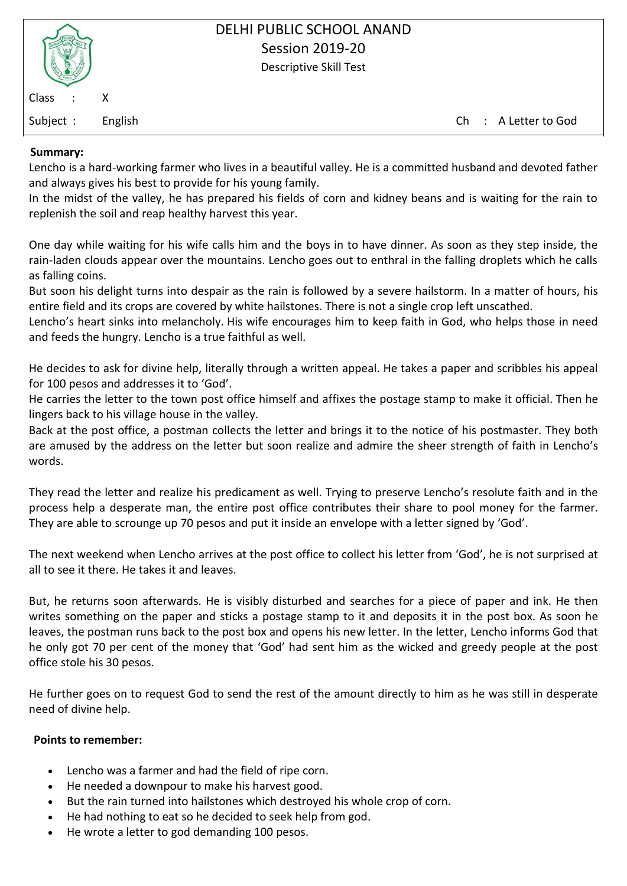DELHI PUBLIC SCHOOL ANAND
Session 2019-20
Descriptive Skill Test

Class : X

Subject : English Ch : A Letter to God

**Summary:**

Lencho is a hard-working farmer who lives in a beautiful valley. He is a committed husband and devoted father and always gives his best to provide for his young family.

In the midst of the valley, he has prepared his fields of corn and kidney beans and is waiting for the rain to replenish the soil and reap healthy harvest this year.

One day while waiting for his wife calls him and the boys in to have dinner. As soon as they step inside, the rain-laden clouds appear over the mountains. Lencho goes out to enthral in the falling droplets which he calls as falling coins.

But soon his delight turns into despair as the rain is followed by a severe hailstorm. In a matter of hours, his entire field and its crops are covered by white hailstones. There is not a single crop left unscathed.

Lencho's heart sinks into melancholy. His wife encourages him to keep faith in God, who helps those in need and feeds the hungry. Lencho is a true faithful as well.

He decides to ask for divine help, literally through a written appeal. He takes a paper and scribbles his appeal for 100 pesos and addresses it to 'God'.

He carries the letter to the town post office himself and affixes the postage stamp to make it official. Then he lingers back to his village house in the valley.

Back at the post office, a postman collects the letter and brings it to the notice of his postmaster. They both are amused by the address on the letter but soon realize and admire the sheer strength of faith in Lencho's words.

They read the letter and realize his predicament as well. Trying to preserve Lencho's resolute faith and in the process help a desperate man, the entire post office contributes their share to pool money for the farmer. They are able to scrounge up 70 pesos and put it inside an envelope with a letter signed by 'God'.

The next weekend when Lencho arrives at the post office to collect his letter from 'God', he is not surprised at all to see it there. He takes it and leaves.

But, he returns soon afterwards. He is visibly disturbed and searches for a piece of paper and ink. He then writes something on the paper and sticks a postage stamp to it and deposits it in the post box. As soon he leaves, the postman runs back to the post box and opens his new letter. In the letter, Lencho informs God that he only got 70 per cent of the money that 'God' had sent him as the wicked and greedy people at the post office stole his 30 pesos.

He further goes on to request God to send the rest of the amount directly to him as he was still in desperate need of divine help.

**Points to remember:**

- Lencho was a farmer and had the field of ripe corn.
- He needed a downpour to make his harvest good.
- But the rain turned into hailstones which destroyed his whole crop of corn.
- He had nothing to eat so he decided to seek help from god.
- He wrote a letter to god demanding 100 pesos.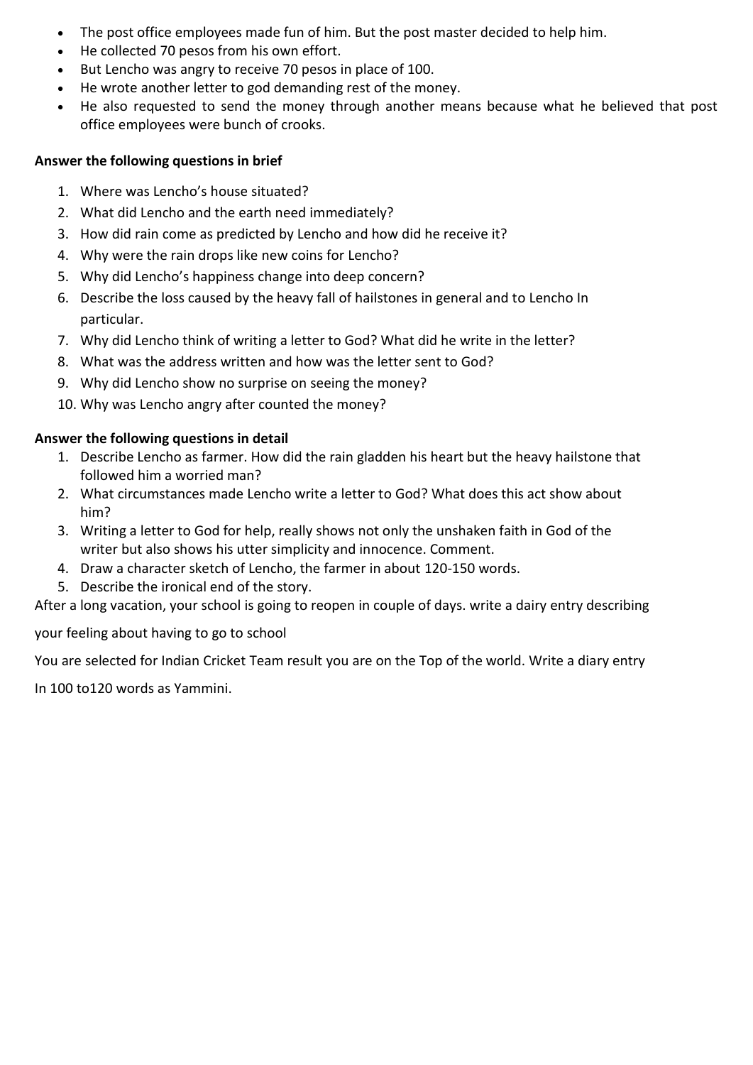- The post office employees made fun of him. But the post master decided to help him.
- He collected 70 pesos from his own effort.
- But Lencho was angry to receive 70 pesos in place of 100.
- He wrote another letter to god demanding rest of the money.
- He also requested to send the money through another means because what he believed that post office employees were bunch of crooks.

**Answer the following questions in brief**

1. Where was Lencho's house situated?
2. What did Lencho and the earth need immediately?
3. How did rain come as predicted by Lencho and how did he receive it?
4. Why were the rain drops like new coins for Lencho?
5. Why did Lencho's happiness change into deep concern?
6. Describe the loss caused by the heavy fall of hailstones in general and to Lencho In particular.
7. Why did Lencho think of writing a letter to God? What did he write in the letter?
8. What was the address written and how was the letter sent to God?
9. Why did Lencho show no surprise on seeing the money?
10. Why was Lencho angry after counted the money?

**Answer the following questions in detail**

1. Describe Lencho as farmer. How did the rain gladden his heart but the heavy hailstone that followed him a worried man?
2. What circumstances made Lencho write a letter to God? What does this act show about him?
3. Writing a letter to God for help, really shows not only the unshaken faith in God of the writer but also shows his utter simplicity and innocence. Comment.
4. Draw a character sketch of Lencho, the farmer in about 120-150 words.
5. Describe the ironical end of the story.

After a long vacation, your school is going to reopen in couple of days. write a dairy entry describing your feeling about having to go to school

You are selected for Indian Cricket Team result you are on the Top of the world. Write a diary entry In 100 to120 words as Yammini.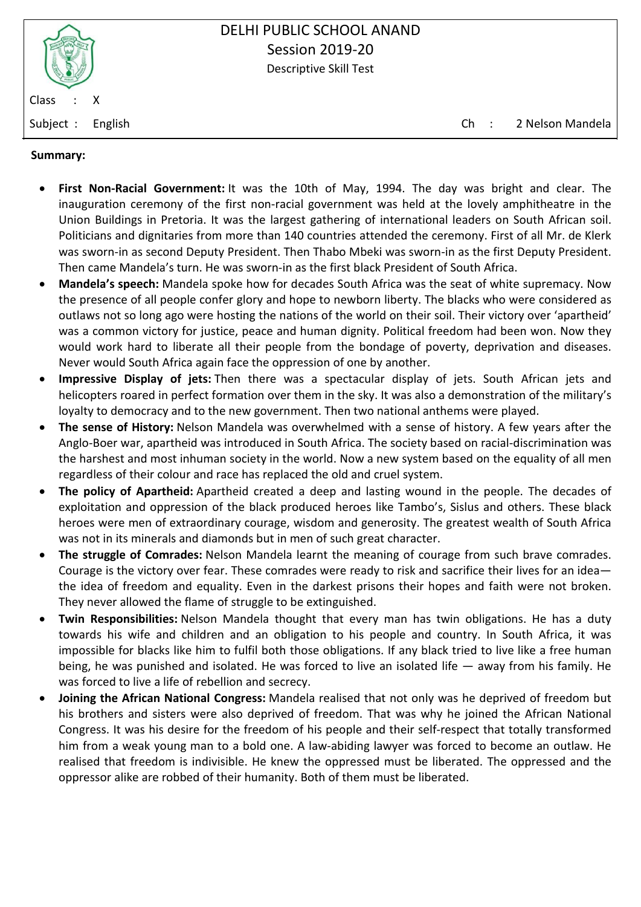DELHI PUBLIC SCHOOL ANAND
Session 2019-20
Descriptive Skill Test

Class : X

Subject : English Ch : 2 Nelson Mandela

**Summary:**

- **First Non-Racial Government:** It was the 10th of May, 1994. The day was bright and clear. The inauguration ceremony of the first non-racial government was held at the lovely amphitheatre in the Union Buildings in Pretoria. It was the largest gathering of international leaders on South African soil. Politicians and dignitaries from more than 140 countries attended the ceremony. First of all Mr. de Klerk was sworn-in as second Deputy President. Then Thabo Mbeki was sworn-in as the first Deputy President. Then came Mandela's turn. He was sworn-in as the first black President of South Africa.
- **Mandela's speech:** Mandela spoke how for decades South Africa was the seat of white supremacy. Now the presence of all people confer glory and hope to newborn liberty. The blacks who were considered as outlaws not so long ago were hosting the nations of the world on their soil. Their victory over 'apartheid' was a common victory for justice, peace and human dignity. Political freedom had been won. Now they would work hard to liberate all their people from the bondage of poverty, deprivation and diseases. Never would South Africa again face the oppression of one by another.
- **Impressive Display of jets:** Then there was a spectacular display of jets. South African jets and helicopters roared in perfect formation over them in the sky. It was also a demonstration of the military's loyalty to democracy and to the new government. Then two national anthems were played.
- **The sense of History:** Nelson Mandela was overwhelmed with a sense of history. A few years after the Anglo-Boer war, apartheid was introduced in South Africa. The society based on racial-discrimination was the harshest and most inhuman society in the world. Now a new system based on the equality of all men regardless of their colour and race has replaced the old and cruel system.
- **The policy of Apartheid:** Apartheid created a deep and lasting wound in the people. The decades of exploitation and oppression of the black produced heroes like Tambo's, Sislus and others. These black heroes were men of extraordinary courage, wisdom and generosity. The greatest wealth of South Africa was not in its minerals and diamonds but in men of such great character.
- **The struggle of Comrades:** Nelson Mandela learnt the meaning of courage from such brave comrades. Courage is the victory over fear. These comrades were ready to risk and sacrifice their lives for an idea—the idea of freedom and equality. Even in the darkest prisons their hopes and faith were not broken. They never allowed the flame of struggle to be extinguished.
- **Twin Responsibilities:** Nelson Mandela thought that every man has twin obligations. He has a duty towards his wife and children and an obligation to his people and country. In South Africa, it was impossible for blacks like him to fulfil both those obligations. If any black tried to live like a free human being, he was punished and isolated. He was forced to live an isolated life — away from his family. He was forced to live a life of rebellion and secrecy.
- **Joining the African National Congress:** Mandela realised that not only was he deprived of freedom but his brothers and sisters were also deprived of freedom. That was why he joined the African National Congress. It was his desire for the freedom of his people and their self-respect that totally transformed him from a weak young man to a bold one. A law-abiding lawyer was forced to become an outlaw. He realised that freedom is indivisible. He knew the oppressed must be liberated. The oppressed and the oppressor alike are robbed of their humanity. Both of them must be liberated.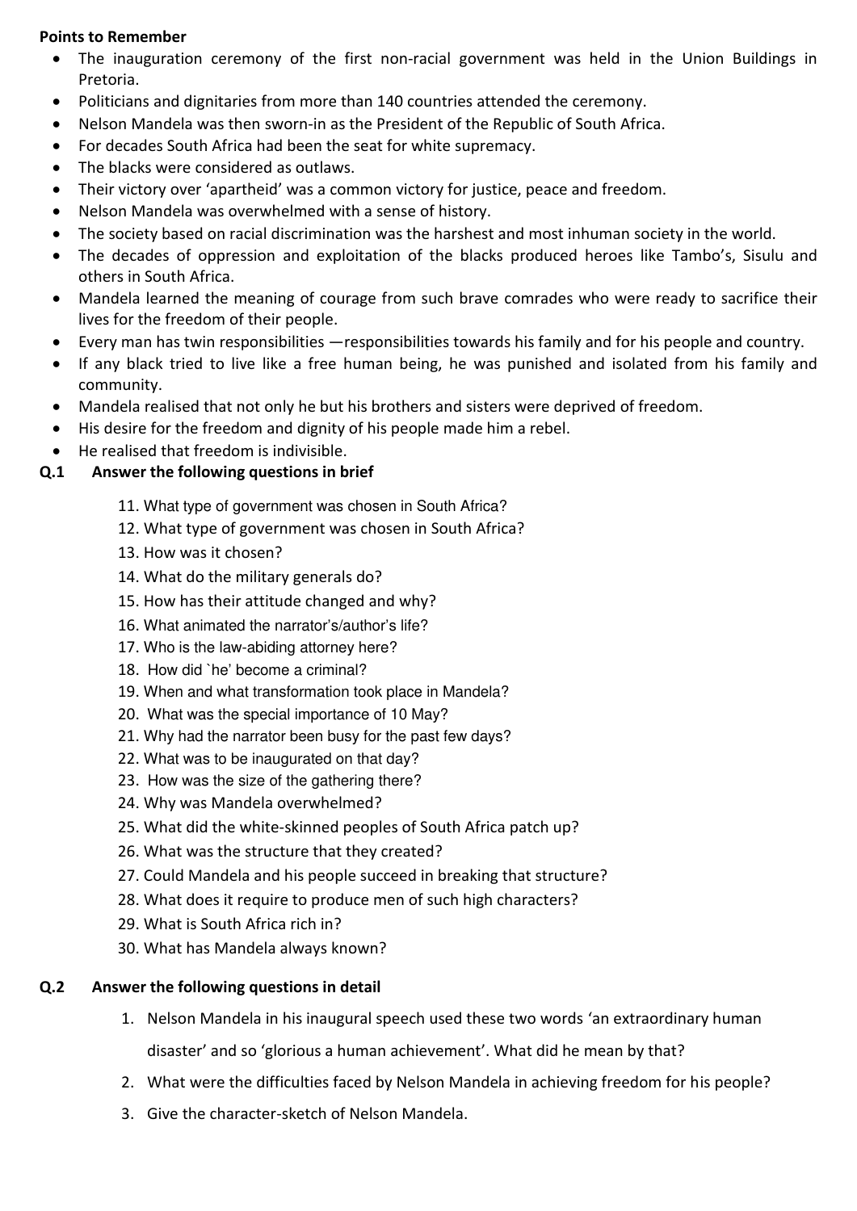**Points to Remember**

- The inauguration ceremony of the first non-racial government was held in the Union Buildings in Pretoria.
- Politicians and dignitaries from more than 140 countries attended the ceremony.
- Nelson Mandela was then sworn-in as the President of the Republic of South Africa.
- For decades South Africa had been the seat for white supremacy.
- The blacks were considered as outlaws.
- Their victory over 'apartheid' was a common victory for justice, peace and freedom.
- Nelson Mandela was overwhelmed with a sense of history.
- The society based on racial discrimination was the harshest and most inhuman society in the world.
- The decades of oppression and exploitation of the blacks produced heroes like Tambo's, Sisulu and others in South Africa.
- Mandela learned the meaning of courage from such brave comrades who were ready to sacrifice their lives for the freedom of their people.
- Every man has twin responsibilities —responsibilities towards his family and for his people and country.
- If any black tried to live like a free human being, he was punished and isolated from his family and community.
- Mandela realised that not only he but his brothers and sisters were deprived of freedom.
- His desire for the freedom and dignity of his people made him a rebel.
- He realised that freedom is indivisible.

**Q.1 Answer the following questions in brief**

11. What type of government was chosen in South Africa?
12. What type of government was chosen in South Africa?
13. How was it chosen?
14. What do the military generals do?
15. How has their attitude changed and why?
16. What animated the narrator's/author's life?
17. Who is the law-abiding attorney here?
18. How did `he' become a criminal?
19. When and what transformation took place in Mandela?
20. What was the special importance of 10 May?
21. Why had the narrator been busy for the past few days?
22. What was to be inaugurated on that day?
23. How was the size of the gathering there?
24. Why was Mandela overwhelmed?
25. What did the white-skinned peoples of South Africa patch up?
26. What was the structure that they created?
27. Could Mandela and his people succeed in breaking that structure?
28. What does it require to produce men of such high characters?
29. What is South Africa rich in?
30. What has Mandela always known?

**Q.2 Answer the following questions in detail**

1. Nelson Mandela in his inaugural speech used these two words 'an extraordinary human disaster' and so 'glorious a human achievement'. What did he mean by that?
2. What were the difficulties faced by Nelson Mandela in achieving freedom for his people?
3. Give the character-sketch of Nelson Mandela.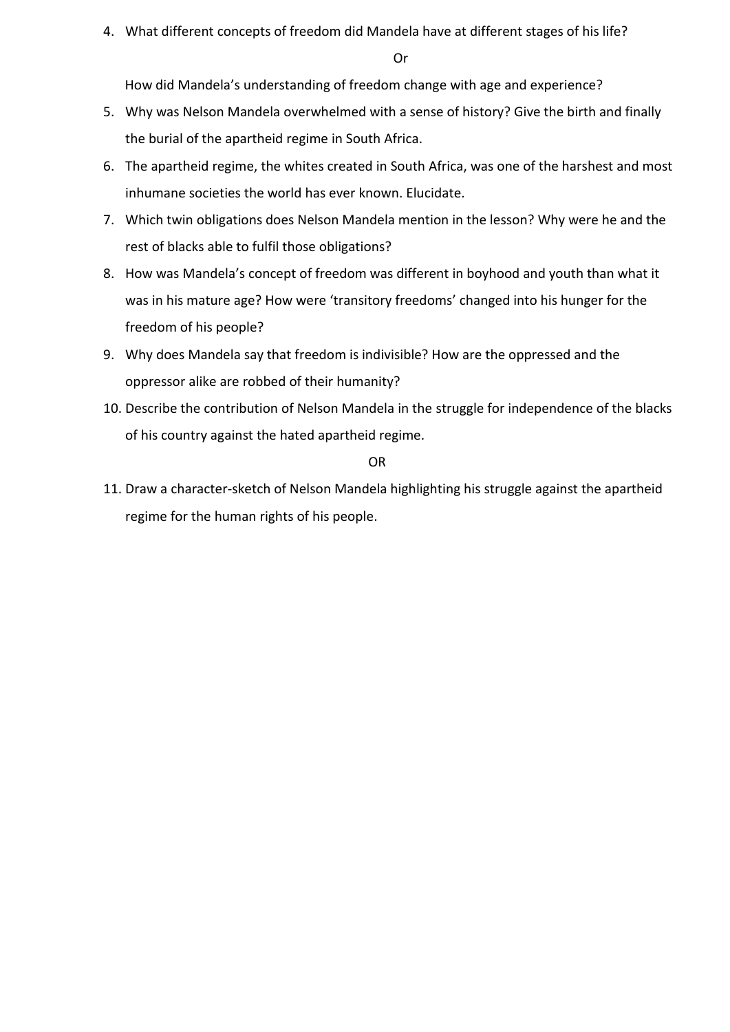4. What different concepts of freedom did Mandela have at different stages of his life?

   Or

   How did Mandela's understanding of freedom change with age and experience?

5. Why was Nelson Mandela overwhelmed with a sense of history? Give the birth and finally the burial of the apartheid regime in South Africa.

6. The apartheid regime, the whites created in South Africa, was one of the harshest and most inhumane societies the world has ever known. Elucidate.

7. Which twin obligations does Nelson Mandela mention in the lesson? Why were he and the rest of blacks able to fulfil those obligations?

8. How was Mandela's concept of freedom was different in boyhood and youth than what it was in his mature age? How were 'transitory freedoms' changed into his hunger for the freedom of his people?

9. Why does Mandela say that freedom is indivisible? How are the oppressed and the oppressor alike are robbed of their humanity?

10. Describe the contribution of Nelson Mandela in the struggle for independence of the blacks of his country against the hated apartheid regime.

    OR

11. Draw a character-sketch of Nelson Mandela highlighting his struggle against the apartheid regime for the human rights of his people.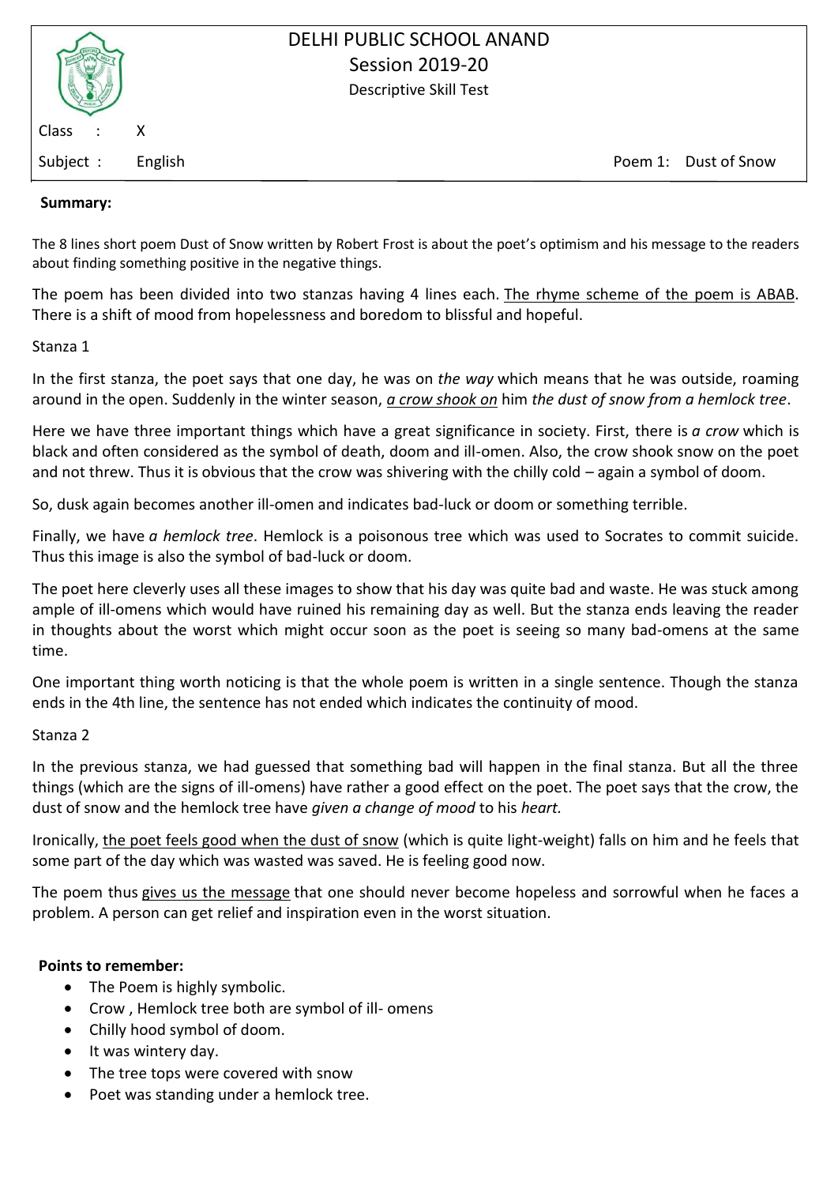# DELHI PUBLIC SCHOOL ANAND
## Session 2019-20
Descriptive Skill Test

Class : X

Subject : English

Poem 1: Dust of Snow

**Summary:**

The 8 lines short poem Dust of Snow written by Robert Frost is about the poet's optimism and his message to the readers about finding something positive in the negative things.

The poem has been divided into two stanzas having 4 lines each. <u>The rhyme scheme of the poem is ABAB</u>. There is a shift of mood from hopelessness and boredom to blissful and hopeful.

Stanza 1

In the first stanza, the poet says that one day, he was on *the way* which means that he was outside, roaming around in the open. Suddenly in the winter season, <u>*a crow shook on*</u> him *the dust of snow from a hemlock tree*.

Here we have three important things which have a great significance in society. First, there is *a crow* which is black and often considered as the symbol of death, doom and ill-omen. Also, the crow shook snow on the poet and not threw. Thus it is obvious that the crow was shivering with the chilly cold – again a symbol of doom.

So, dusk again becomes another ill-omen and indicates bad-luck or doom or something terrible.

Finally, we have *a hemlock tree*. Hemlock is a poisonous tree which was used to Socrates to commit suicide. Thus this image is also the symbol of bad-luck or doom.

The poet here cleverly uses all these images to show that his day was quite bad and waste. He was stuck among ample of ill-omens which would have ruined his remaining day as well. But the stanza ends leaving the reader in thoughts about the worst which might occur soon as the poet is seeing so many bad-omens at the same time.

One important thing worth noticing is that the whole poem is written in a single sentence. Though the stanza ends in the 4th line, the sentence has not ended which indicates the continuity of mood.

Stanza 2

In the previous stanza, we had guessed that something bad will happen in the final stanza. But all the three things (which are the signs of ill-omens) have rather a good effect on the poet. The poet says that the crow, the dust of snow and the hemlock tree have *given a change of mood* to his *heart.*

Ironically, <u>the poet feels good when the dust of snow</u> (which is quite light-weight) falls on him and he feels that some part of the day which was wasted was saved. He is feeling good now.

The poem thus <u>gives us the message</u> that one should never become hopeless and sorrowful when he faces a problem. A person can get relief and inspiration even in the worst situation.

**Points to remember:**

- The Poem is highly symbolic.
- Crow , Hemlock tree both are symbol of ill- omens
- Chilly hood symbol of doom.
- It was wintery day.
- The tree tops were covered with snow
- Poet was standing under a hemlock tree.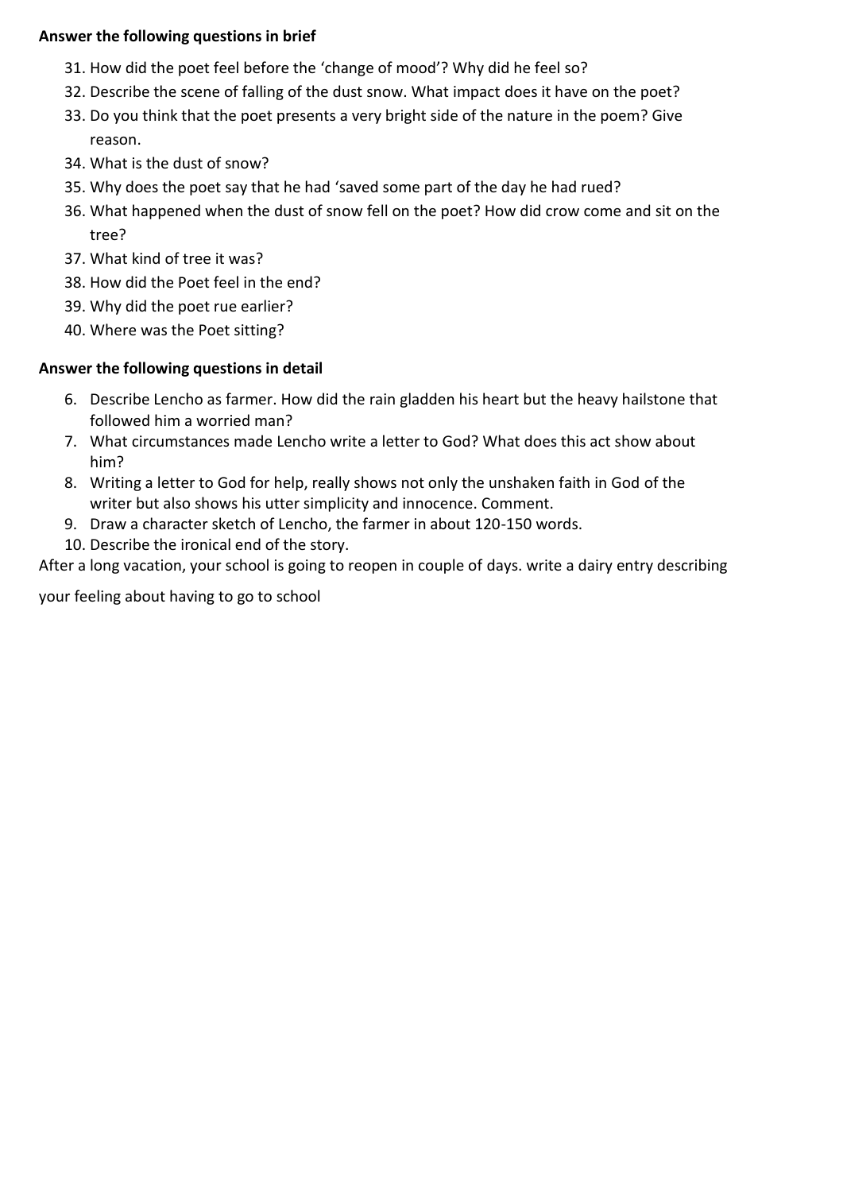**Answer the following questions in brief**

31. How did the poet feel before the 'change of mood'? Why did he feel so?
32. Describe the scene of falling of the dust snow. What impact does it have on the poet?
33. Do you think that the poet presents a very bright side of the nature in the poem? Give reason.
34. What is the dust of snow?
35. Why does the poet say that he had 'saved some part of the day he had rued?
36. What happened when the dust of snow fell on the poet? How did crow come and sit on the tree?
37. What kind of tree it was?
38. How did the Poet feel in the end?
39. Why did the poet rue earlier?
40. Where was the Poet sitting?

**Answer the following questions in detail**

6. Describe Lencho as farmer. How did the rain gladden his heart but the heavy hailstone that followed him a worried man?
7. What circumstances made Lencho write a letter to God? What does this act show about him?
8. Writing a letter to God for help, really shows not only the unshaken faith in God of the writer but also shows his utter simplicity and innocence. Comment.
9. Draw a character sketch of Lencho, the farmer in about 120-150 words.
10. Describe the ironical end of the story.

After a long vacation, your school is going to reopen in couple of days. write a dairy entry describing your feeling about having to go to school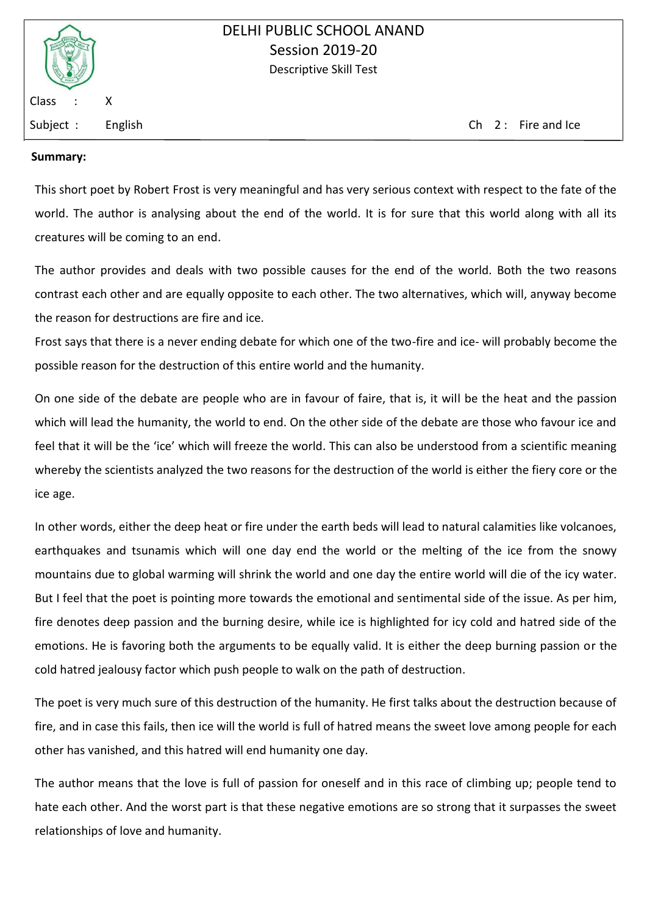DELHI PUBLIC SCHOOL ANAND
Session 2019-20
Descriptive Skill Test

Class : X

Subject : English

Ch 2 : Fire and Ice

**Summary:**

This short poet by Robert Frost is very meaningful and has very serious context with respect to the fate of the world. The author is analysing about the end of the world. It is for sure that this world along with all its creatures will be coming to an end.

The author provides and deals with two possible causes for the end of the world. Both the two reasons contrast each other and are equally opposite to each other. The two alternatives, which will, anyway become the reason for destructions are fire and ice.

Frost says that there is a never ending debate for which one of the two-fire and ice- will probably become the possible reason for the destruction of this entire world and the humanity.

On one side of the debate are people who are in favour of faire, that is, it will be the heat and the passion which will lead the humanity, the world to end. On the other side of the debate are those who favour ice and feel that it will be the 'ice' which will freeze the world. This can also be understood from a scientific meaning whereby the scientists analyzed the two reasons for the destruction of the world is either the fiery core or the ice age.

In other words, either the deep heat or fire under the earth beds will lead to natural calamities like volcanoes, earthquakes and tsunamis which will one day end the world or the melting of the ice from the snowy mountains due to global warming will shrink the world and one day the entire world will die of the icy water. But I feel that the poet is pointing more towards the emotional and sentimental side of the issue. As per him, fire denotes deep passion and the burning desire, while ice is highlighted for icy cold and hatred side of the emotions. He is favoring both the arguments to be equally valid. It is either the deep burning passion or the cold hatred jealousy factor which push people to walk on the path of destruction.

The poet is very much sure of this destruction of the humanity. He first talks about the destruction because of fire, and in case this fails, then ice will the world is full of hatred means the sweet love among people for each other has vanished, and this hatred will end humanity one day.

The author means that the love is full of passion for oneself and in this race of climbing up; people tend to hate each other. And the worst part is that these negative emotions are so strong that it surpasses the sweet relationships of love and humanity.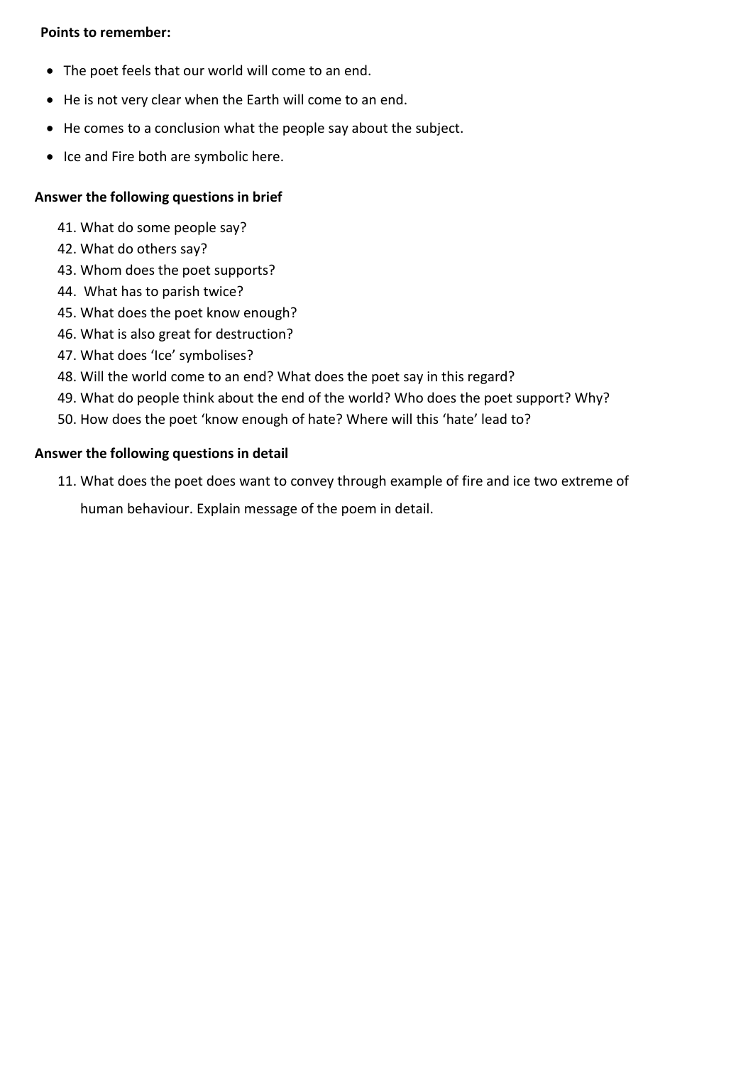**Points to remember:**

- The poet feels that our world will come to an end.
- He is not very clear when the Earth will come to an end.
- He comes to a conclusion what the people say about the subject.
- Ice and Fire both are symbolic here.

**Answer the following questions in brief**

41. What do some people say?
42. What do others say?
43. Whom does the poet supports?
44. What has to parish twice?
45. What does the poet know enough?
46. What is also great for destruction?
47. What does 'Ice' symbolises?
48. Will the world come to an end? What does the poet say in this regard?
49. What do people think about the end of the world? Who does the poet support? Why?
50. How does the poet 'know enough of hate? Where will this 'hate' lead to?

**Answer the following questions in detail**

11. What does the poet does want to convey through example of fire and ice two extreme of human behaviour. Explain message of the poem in detail.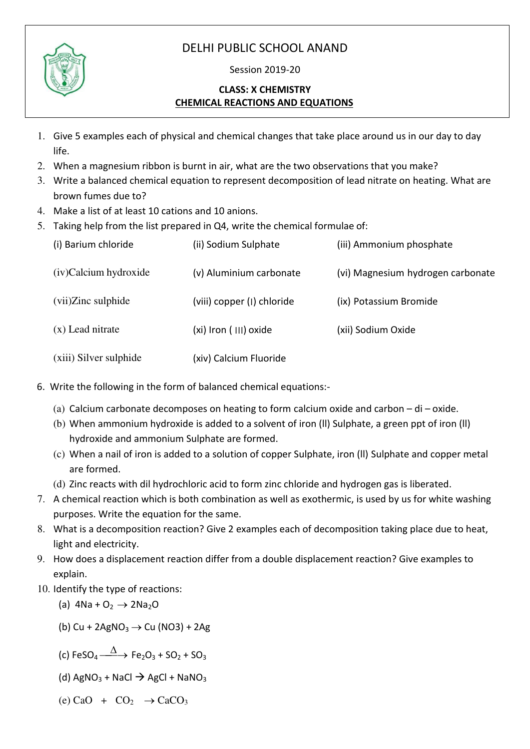# DELHI PUBLIC SCHOOL ANAND

Session 2019-20

**CLASS: X CHEMISTRY**

**CHEMICAL REACTIONS AND EQUATIONS**

1. Give 5 examples each of physical and chemical changes that take place around us in our day to day life.
2. When a magnesium ribbon is burnt in air, what are the two observations that you make?
3. Write a balanced chemical equation to represent decomposition of lead nitrate on heating. What are brown fumes due to?
4. Make a list of at least 10 cations and 10 anions.
5. Taking help from the list prepared in Q4, write the chemical formulae of:

   (i) Barium chloride (ii) Sodium Sulphate (iii) Ammonium phosphate

   (iv)Calcium hydroxide (v) Aluminium carbonate (vi) Magnesium hydrogen carbonate

   (vii)Zinc sulphide (viii) copper (I) chloride (ix) Potassium Bromide

   (x) Lead nitrate (xi) Iron ( III) oxide (xii) Sodium Oxide

   (xiii) Silver sulphide (xiv) Calcium Fluoride

6. Write the following in the form of balanced chemical equations:-
   (a) Calcium carbonate decomposes on heating to form calcium oxide and carbon – di – oxide.
   (b) When ammonium hydroxide is added to a solvent of iron (II) Sulphate, a green ppt of iron (II) hydroxide and ammonium Sulphate are formed.
   (c) When a nail of iron is added to a solution of copper Sulphate, iron (II) Sulphate and copper metal are formed.
   (d) Zinc reacts with dil hydrochloric acid to form zinc chloride and hydrogen gas is liberated.
7. A chemical reaction which is both combination as well as exothermic, is used by us for white washing purposes. Write the equation for the same.
8. What is a decomposition reaction? Give 2 examples each of decomposition taking place due to heat, light and electricity.
9. How does a displacement reaction differ from a double displacement reaction? Give examples to explain.
10. Identify the type of reactions:

    (a) $4Na + O_2 \rightarrow 2Na_2O$

    (b) $Cu + 2AgNO_3 \rightarrow Cu\ (NO3) + 2Ag$

    (c) $FeSO_4 \xrightarrow{\Delta} Fe_2O_3 + SO_2 + SO_3$

    (d) $AgNO_3 + NaCl \rightarrow AgCl + NaNO_3$

    (e) $CaO + CO_2 \rightarrow CaCO_3$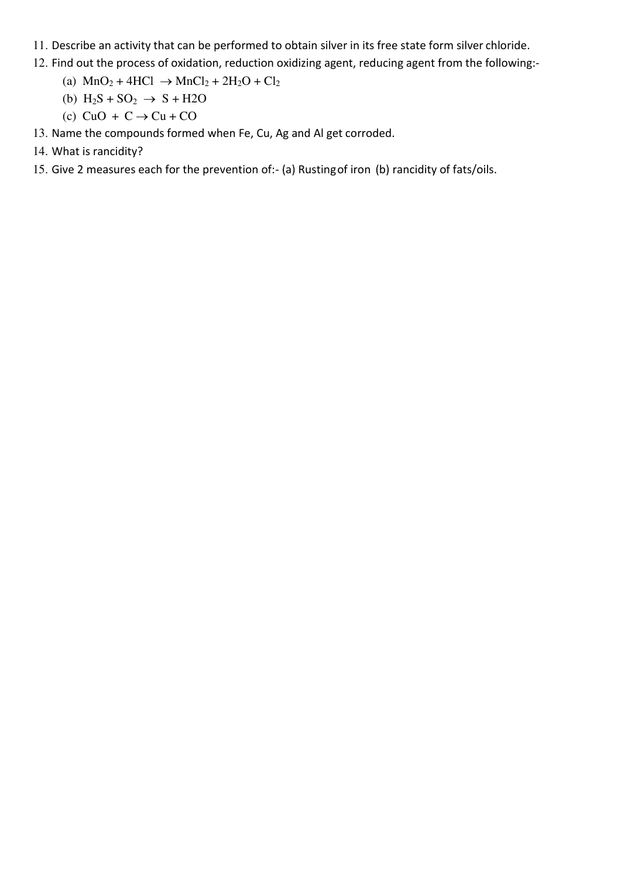11. Describe an activity that can be performed to obtain silver in its free state form silver chloride.
12. Find out the process of oxidation, reduction oxidizing agent, reducing agent from the following:-
    (a) $MnO_2 + 4HCl \rightarrow MnCl_2 + 2H_2O + Cl_2$
    (b) $H_2S + SO_2 \rightarrow S + H2O$
    (c) $CuO + C \rightarrow Cu + CO$
13. Name the compounds formed when Fe, Cu, Ag and Al get corroded.
14. What is rancidity?
15. Give 2 measures each for the prevention of:- (a) Rusting of iron (b) rancidity of fats/oils.